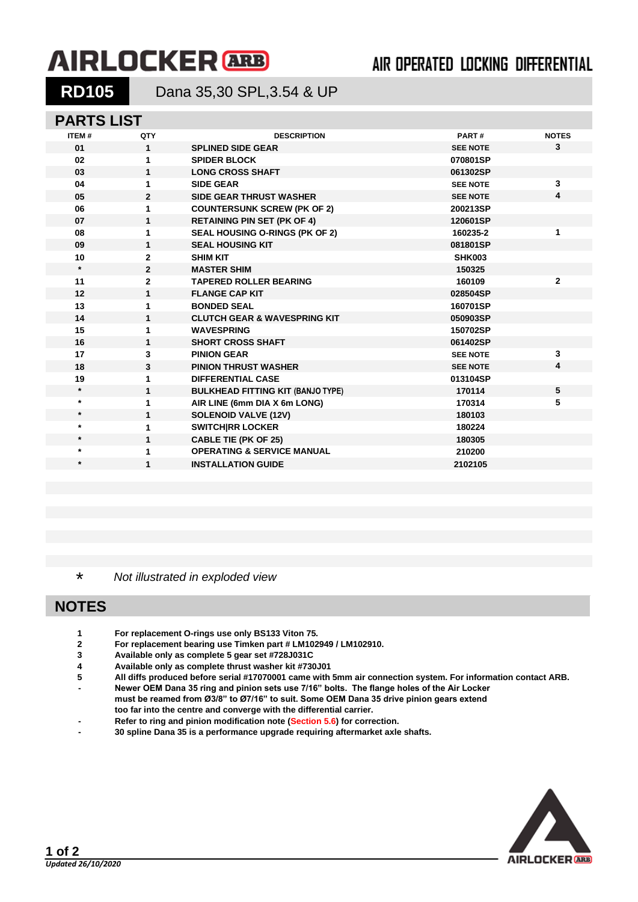# AIRLOCKER ARB — AIR OPERATED LOCKING DIFFERENTIAL

## RD105 — Dana 35,30 SPL,3.54 & UP

## PARTS LIST

| ITEM # | QTY | DESCRIPTION | PART # | NOTES |
|---|---|---|---|---|
| 01 | 1 | SPLINED SIDE GEAR | SEE NOTE | 3 |
| 02 | 1 | SPIDER BLOCK | 070801SP | |
| 03 | 1 | LONG CROSS SHAFT | 061302SP | |
| 04 | 1 | SIDE GEAR | SEE NOTE | 3 |
| 05 | 2 | SIDE GEAR THRUST WASHER | SEE NOTE | 4 |
| 06 | 1 | COUNTERSUNK SCREW (PK OF 2) | 200213SP | |
| 07 | 1 | RETAINING PIN SET (PK OF 4) | 120601SP | |
| 08 | 1 | SEAL HOUSING O-RINGS (PK OF 2) | 160235-2 | 1 |
| 09 | 1 | SEAL HOUSING KIT | 081801SP | |
| 10 | 2 | SHIM KIT | SHK003 | |
| * | 2 | MASTER SHIM | 150325 | |
| 11 | 2 | TAPERED ROLLER BEARING | 160109 | 2 |
| 12 | 1 | FLANGE CAP KIT | 028504SP | |
| 13 | 1 | BONDED SEAL | 160701SP | |
| 14 | 1 | CLUTCH GEAR & WAVESPRING KIT | 050903SP | |
| 15 | 1 | WAVESPRING | 150702SP | |
| 16 | 1 | SHORT CROSS SHAFT | 061402SP | |
| 17 | 3 | PINION GEAR | SEE NOTE | 3 |
| 18 | 3 | PINION THRUST WASHER | SEE NOTE | 4 |
| 19 | 1 | DIFFERENTIAL CASE | 013104SP | |
| * | 1 | BULKHEAD FITTING KIT (BANJO TYPE) | 170114 | 5 |
| * | 1 | AIR LINE (6mm DIA X 6m LONG) | 170314 | 5 |
| * | 1 | SOLENOID VALVE (12V) | 180103 | |
| * | 1 | SWITCH\|RR LOCKER | 180224 | |
| * | 1 | CABLE TIE (PK OF 25) | 180305 | |
| * | 1 | OPERATING & SERVICE MANUAL | 210200 | |
| * | 1 | INSTALLATION GUIDE | 2102105 | |

\* *Not illustrated in exploded view*

## NOTES

1. **For replacement O-rings use only BS133 Viton 75.**
2. **For replacement bearing use Timken part # LM102949 / LM102910.**
3. **Available only as complete 5 gear set #728J031C**
4. **Available only as complete thrust washer kit #730J01**
5. **All diffs produced before serial #17070001 came with 5mm air connection system. For information contact ARB.**

- **Newer OEM Dana 35 ring and pinion sets use 7/16” bolts. The flange holes of the Air Locker must be reamed from Ø3/8” to Ø7/16” to suit. Some OEM Dana 35 drive pinion gears extend too far into the centre and converge with the differential carrier.**
- **Refer to ring and pinion modification note (Section 5.6) for correction.**
- **30 spline Dana 35 is a performance upgrade requiring aftermarket axle shafts.**

*Updated 26/10/2020*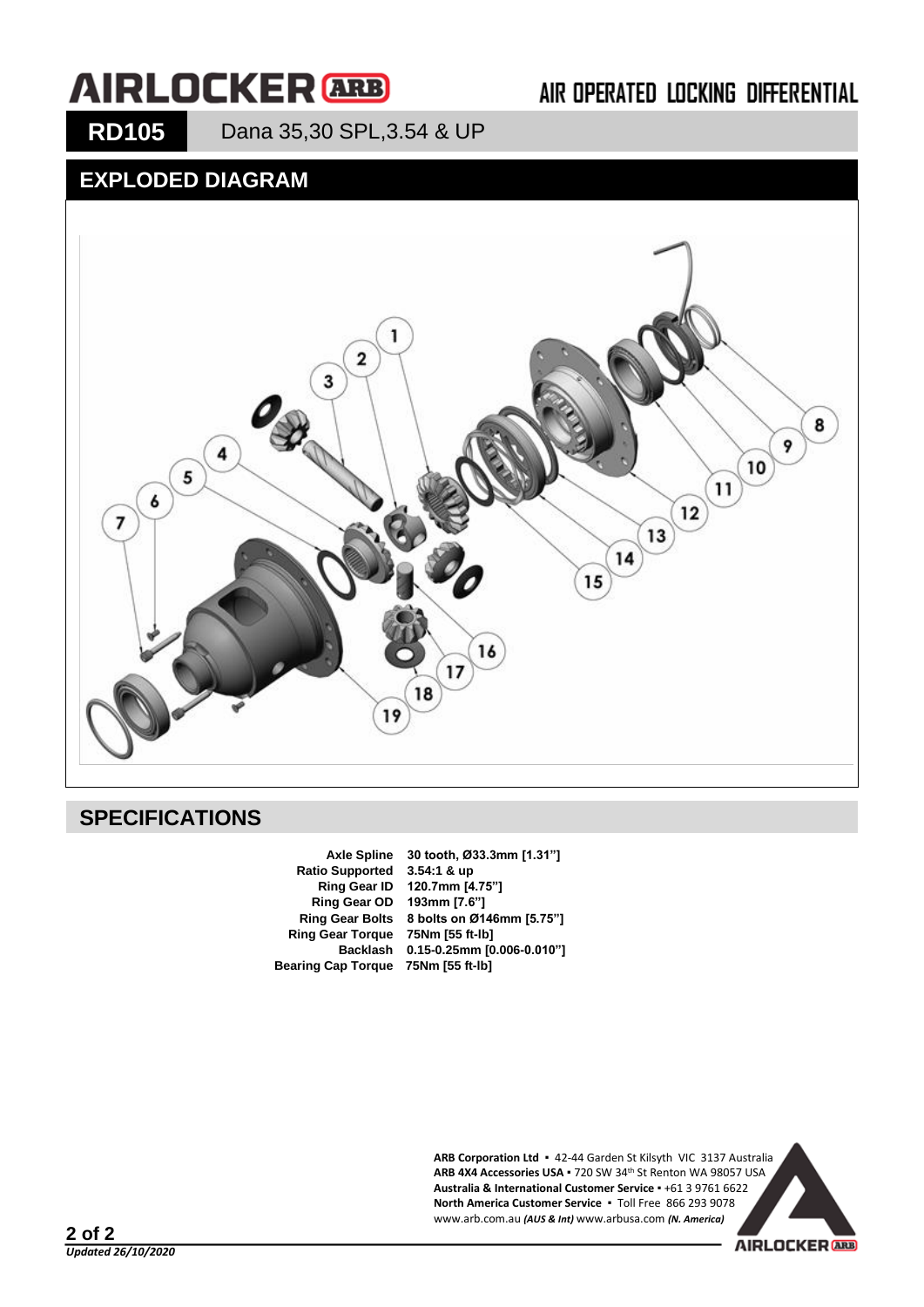# AIRLOCKER ARB

AIR OPERATED LOCKING DIFFERENTIAL

**RD105** Dana 35,30 SPL,3.54 & UP

## EXPLODED DIAGRAM

1
2
3
4
5
6
7
8
9
10
11
12
13
14
15
16
17
18
19

## SPECIFICATIONS

| | |
|---|---|
| **Axle Spline** | **30 tooth, Ø33.3mm [1.31”]** |
| **Ratio Supported** | **3.54:1 & up** |
| **Ring Gear ID** | **120.7mm [4.75”]** |
| **Ring Gear OD** | **193mm [7.6”]** |
| **Ring Gear Bolts** | **8 bolts on Ø146mm [5.75”]** |
| **Ring Gear Torque** | **75Nm [55 ft-lb]** |
| **Backlash** | **0.15-0.25mm [0.006-0.010”]** |
| **Bearing Cap Torque** | **75Nm [55 ft-lb]** |

**ARB Corporation Ltd** ▪ 42-44 Garden St Kilsyth VIC 3137 Australia
**ARB 4X4 Accessories USA** ▪ 720 SW 34th St Renton WA 98057 USA
**Australia & International Customer Service** ▪ +61 3 9761 6622
**North America Customer Service** ▪ Toll Free 866 293 9078
www.arb.com.au ***(AUS & Int)*** www.arbusa.com ***(N. America)***

AIRLOCKER ARB

***Updated 26/10/2020***